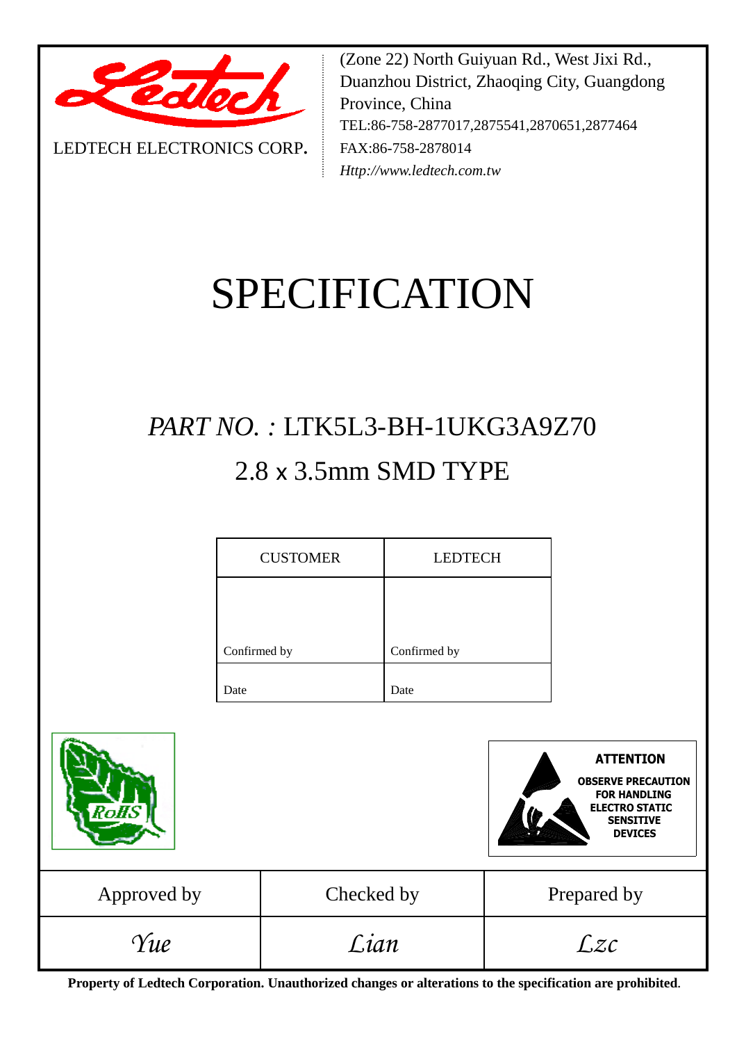LEDTECH ELECTRONICS CORP.

(Zone 22) North Guiyuan Rd., West Jixi Rd., Duanzhou District, Zhaoqing City, Guangdong Province, China
TEL:86-758-2877017,2875541,2870651,2877464
FAX:86-758-2878014
*Http://www.ledtech.com.tw*

# SPECIFICATION

## *PART NO. :* LTK5L3-BH-1UKG3A9Z70

## 2.8 x 3.5mm SMD TYPE

| CUSTOMER | LEDTECH |
|---|---|
| Confirmed by | Confirmed by |
| Date | Date |

RoHS

**ATTENTION**
**OBSERVE PRECAUTION FOR HANDLING ELECTRO STATIC SENSITIVE DEVICES**

| Approved by | Checked by | Prepared by |
|---|---|---|
| *Yue* | *Lian* | *Lzc* |

**Property of Ledtech Corporation. Unauthorized changes or alterations to the specification are prohibited.**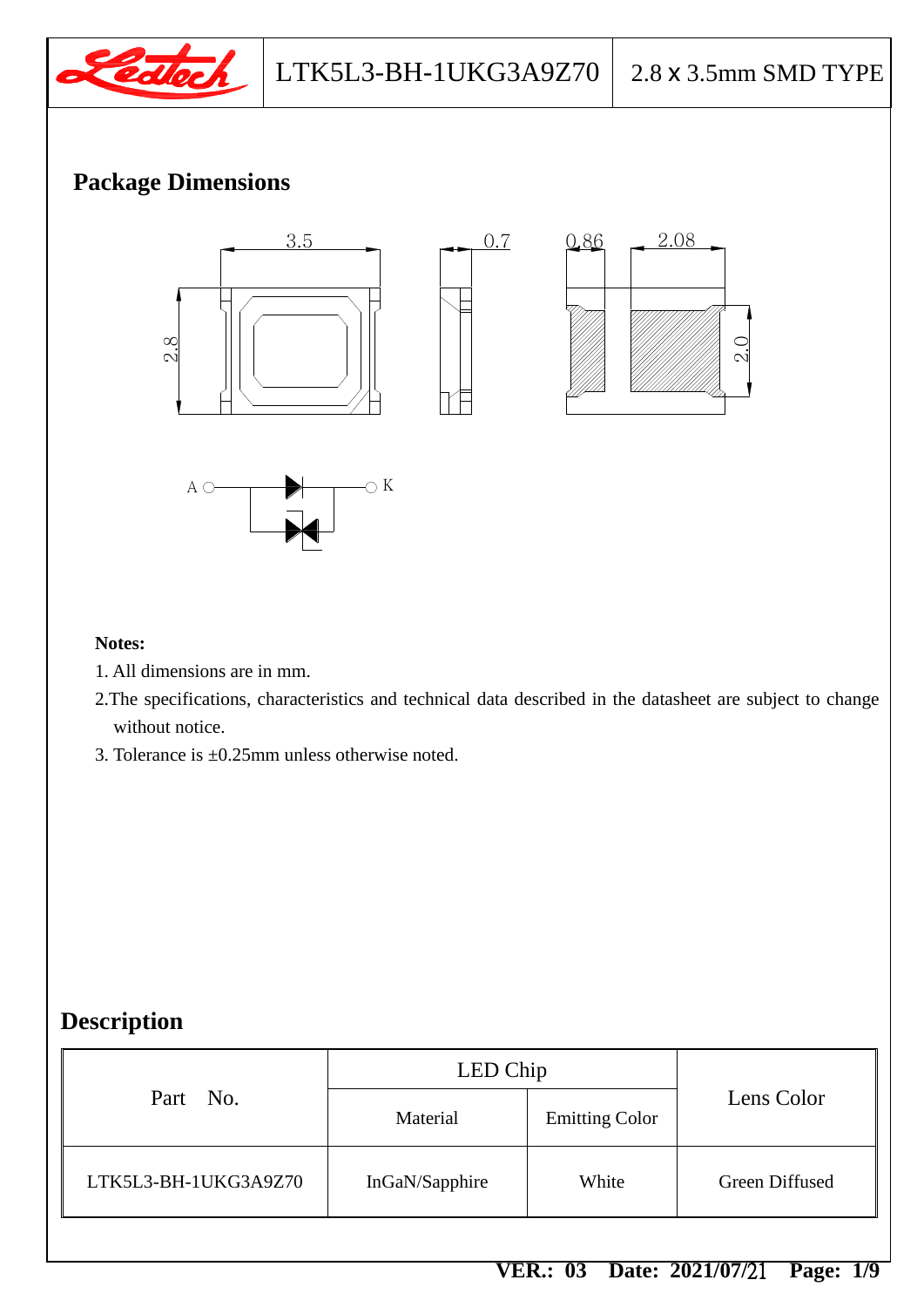## Package Dimensions

**Notes:**

1. All dimensions are in mm.
2. The specifications, characteristics and technical data described in the datasheet are subject to change without notice.
3. Tolerance is ±0.25mm unless otherwise noted.

## Description

| Part No. | LED Chip | | Lens Color |
|---|---|---|---|
| | Material | Emitting Color | |
| LTK5L3-BH-1UKG3A9Z70 | InGaN/Sapphire | White | Green Diffused |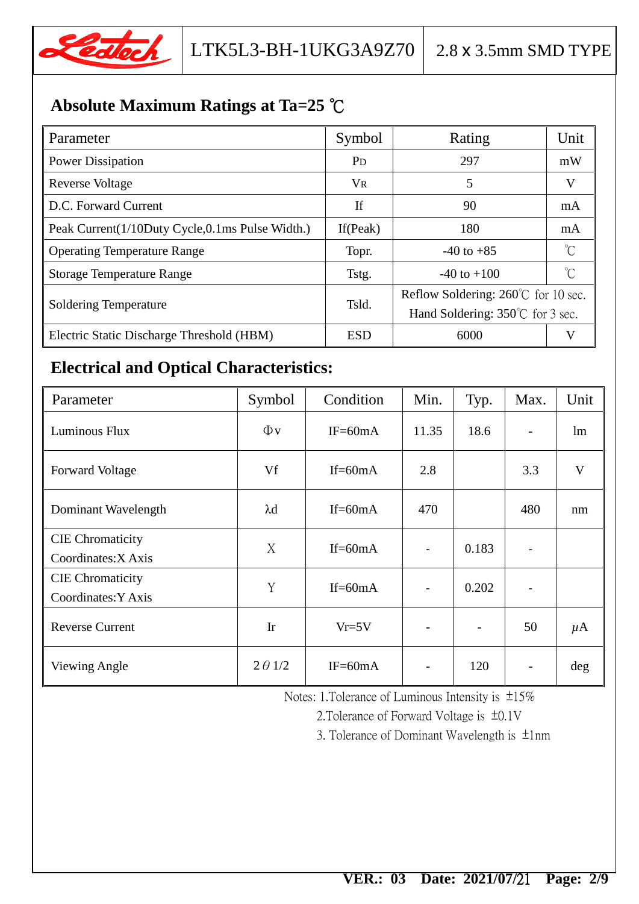## Absolute Maximum Ratings at Ta=25 ℃

| Parameter | Symbol | Rating | Unit |
|---|---|---|---|
| Power Dissipation | $P_D$ | 297 | mW |
| Reverse Voltage | $V_R$ | 5 | V |
| D.C. Forward Current | If | 90 | mA |
| Peak Current(1/10Duty Cycle,0.1ms Pulse Width.) | If(Peak) | 180 | mA |
| Operating Temperature Range | Topr. | -40 to +85 | ℃ |
| Storage Temperature Range | Tstg. | -40 to +100 | ℃ |
| Soldering Temperature | Tsld. | Reflow Soldering: 260℃ for 10 sec.<br>Hand Soldering: 350℃ for 3 sec. | |
| Electric Static Discharge Threshold (HBM) | ESD | 6000 | V |

## Electrical and Optical Characteristics:

| Parameter | Symbol | Condition | Min. | Typ. | Max. | Unit |
|---|---|---|---|---|---|---|
| Luminous Flux | Φv | IF=60mA | 11.35 | 18.6 | - | lm |
| Forward Voltage | Vf | If=60mA | 2.8 | | 3.3 | V |
| Dominant Wavelength | λd | If=60mA | 470 | | 480 | nm |
| CIE Chromaticity Coordinates:X Axis | X | If=60mA | - | 0.183 | - | |
| CIE Chromaticity Coordinates:Y Axis | Y | If=60mA | - | 0.202 | - | |
| Reverse Current | Ir | Vr=5V | - | - | 50 | μA |
| Viewing Angle | $2\theta 1/2$ | IF=60mA | - | 120 | - | deg |

Notes: 1.Tolerance of Luminous Intensity is ±15%

2.Tolerance of Forward Voltage is ±0.1V

3. Tolerance of Dominant Wavelength is ±1nm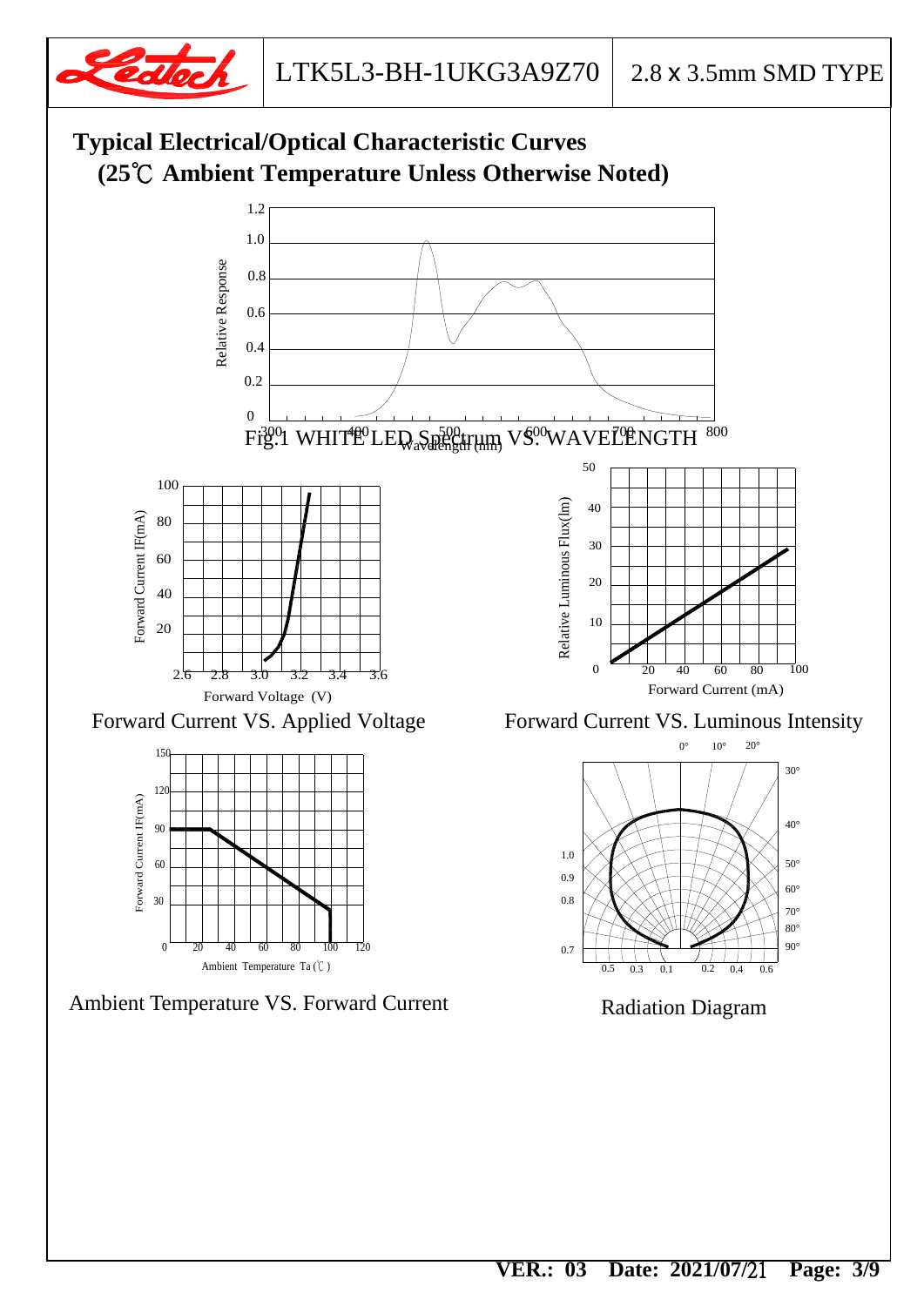## Typical Electrical/Optical Characteristic Curves
## (25℃ Ambient Temperature Unless Otherwise Noted)

Fig.1 WHITE LED Spectrum VS. WAVELENGTH

Forward Current VS. Applied Voltage

Forward Current VS. Luminous Intensity

Ambient Temperature VS. Forward Current

Radiation Diagram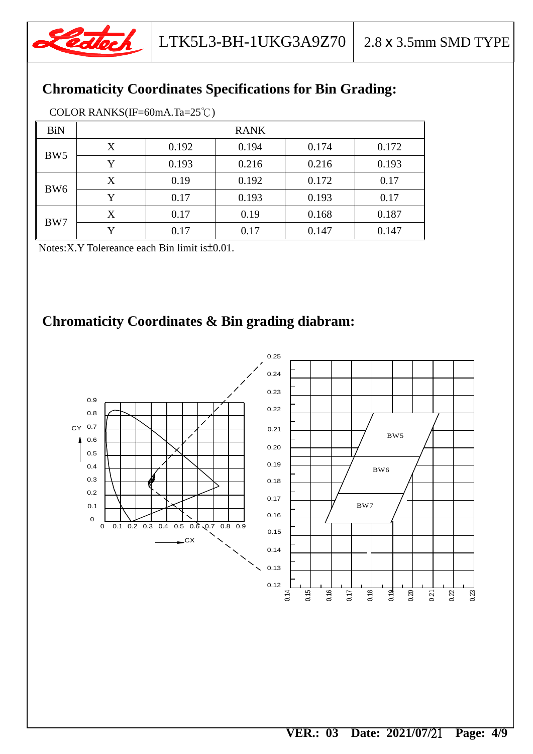## Chromaticity Coordinates Specifications for Bin Grading:

COLOR RANKS(IF=60mA.Ta=25℃)

| BiN | | RANK | | | |
|---|---|---|---|---|---|
| BW5 | X | 0.192 | 0.194 | 0.174 | 0.172 |
| | Y | 0.193 | 0.216 | 0.216 | 0.193 |
| BW6 | X | 0.19 | 0.192 | 0.172 | 0.17 |
| | Y | 0.17 | 0.193 | 0.193 | 0.17 |
| BW7 | X | 0.17 | 0.19 | 0.168 | 0.187 |
| | Y | 0.17 | 0.17 | 0.147 | 0.147 |

Notes:X.Y Tolereance each Bin limit is±0.01.

## Chromaticity Coordinates & Bin grading diabram: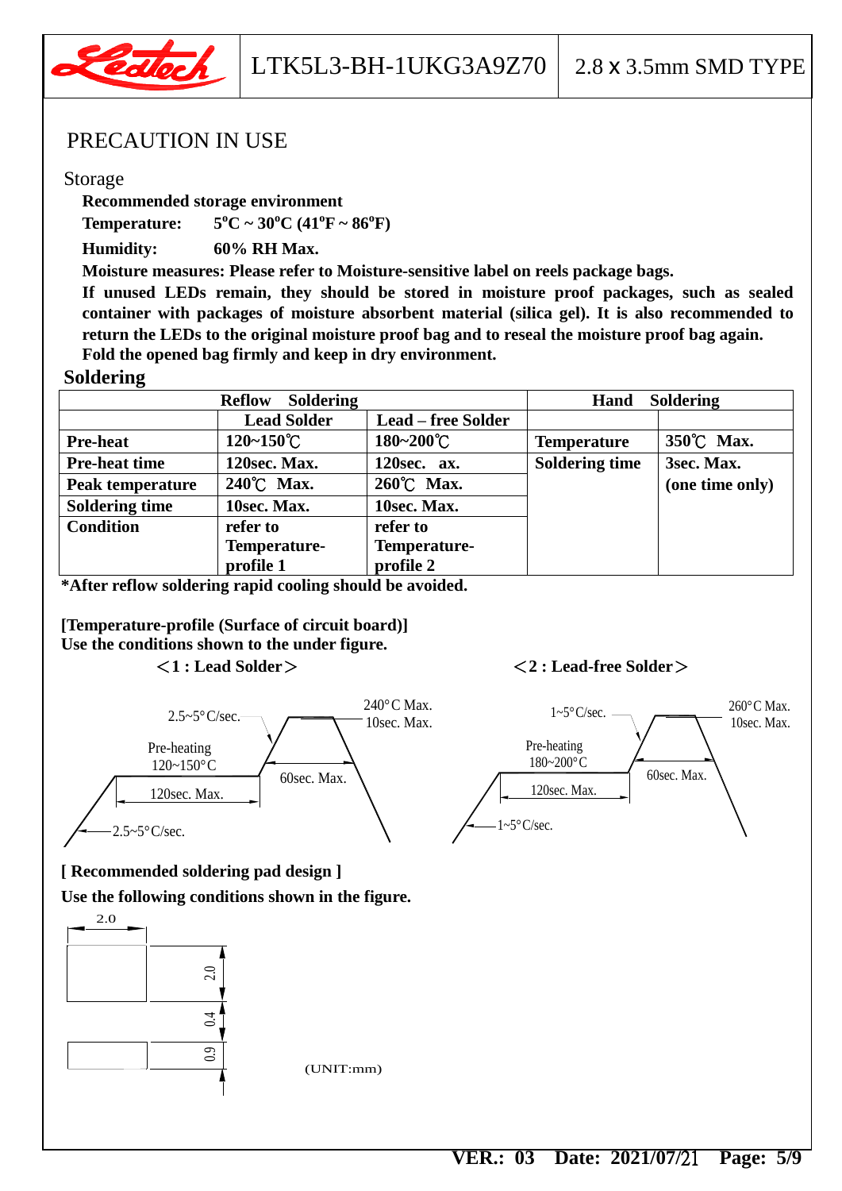# PRECAUTION IN USE

## Storage

**Recommended storage environment**

**Temperature:** **5°C ~ 30°C (41°F ~ 86°F)**

**Humidity:** **60% RH Max.**

**Moisture measures: Please refer to Moisture-sensitive label on reels package bags.**

**If unused LEDs remain, they should be stored in moisture proof packages, such as sealed container with packages of moisture absorbent material (silica gel). It is recommended to return the LEDs to the original moisture proof bag and to reseal the moisture proof bag again.**

**Fold the opened bag firmly and keep in dry environment.**

## Soldering

| Reflow Soldering | | | Hand Soldering | |
|---|---|---|---|---|
| | **Lead Solder** | **Lead – free Solder** | | |
| **Pre-heat** | **120~150℃** | **180~200℃** | **Temperature** | **350℃ Max.** |
| **Pre-heat time** | **120sec. Max.** | **120sec. ax.** | **Soldering time** | **3sec. Max. (one time only)** |
| **Peak temperature** | **240℃ Max.** | **260℃ Max.** | | |
| **Soldering time** | **10sec. Max.** | **10sec. Max.** | | |
| **Condition** | **refer to Temperature-profile 1** | **refer to Temperature-profile 2** | | |

**\*After reflow soldering rapid cooling should be avoided.**

**[Temperature-profile (Surface of circuit board)]**

**Use the conditions shown to the under figure.**

**＜1 : Lead Solder＞**

240°C Max. 10sec. Max.; 2.5~5°C/sec.; Pre-heating 120~150°C; 120sec. Max.; 60sec. Max.; 2.5~5°C/sec.

**＜2 : Lead-free Solder＞**

260°C Max. 10sec. Max.; 1~5°C/sec.; Pre-heating 180~200°C; 120sec. Max.; 60sec. Max.; 1~5°C/sec.

**[ Recommended soldering pad design ]**

**Use the following conditions shown in the figure.**

2.0; 2.0; 0.4; 0.9

(UNIT:mm)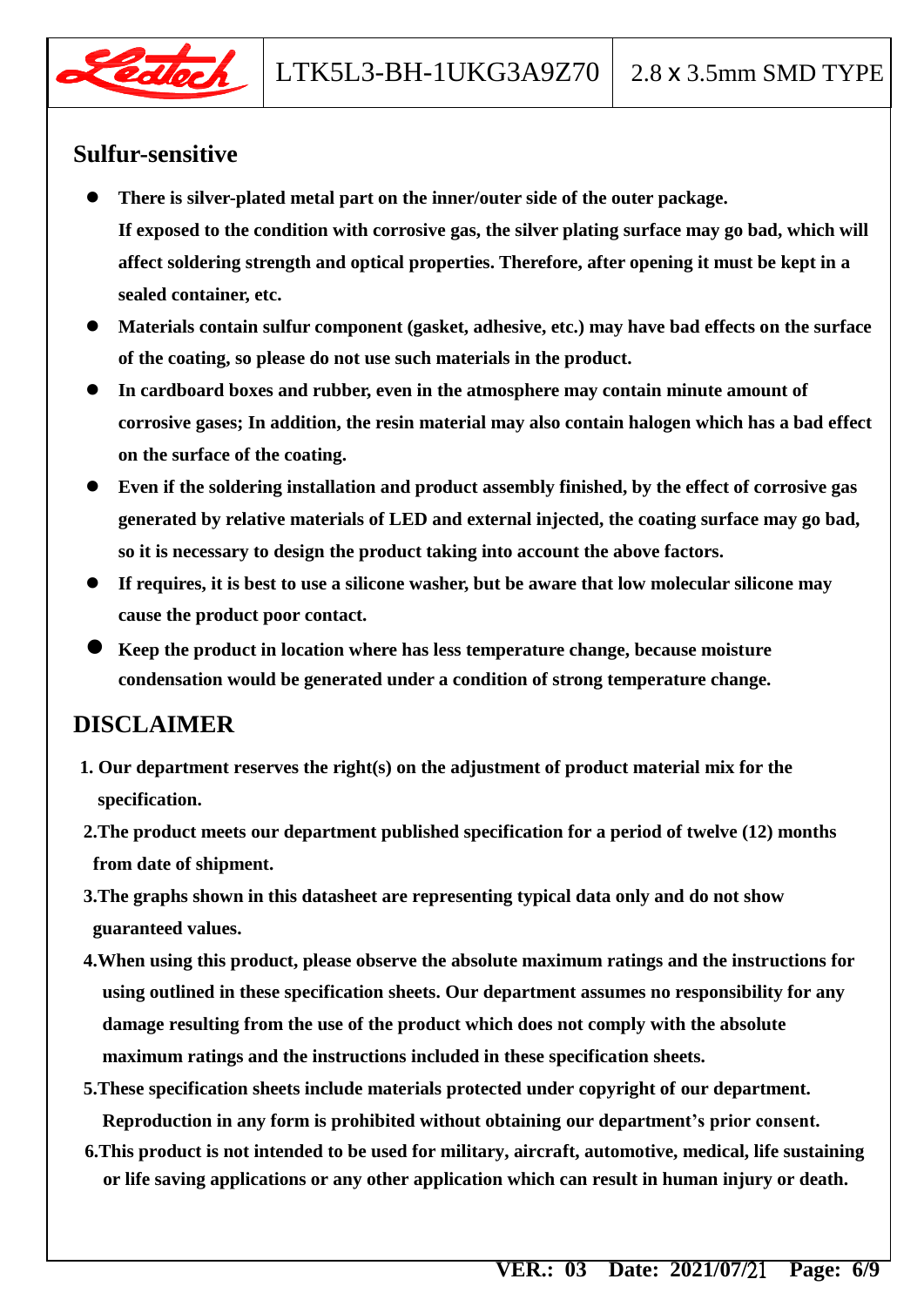## Sulfur-sensitive

- **There is silver-plated metal part on the inner/outer side of the outer package. If exposed to the condition with corrosive gas, the silver plating surface may go bad, which will affect soldering strength and optical properties. Therefore, after opening it must be kept in a sealed container, etc.**
- **Materials contain sulfur component (gasket, adhesive, etc.) may have bad effects on the surface of the coating, so please do not use such materials in the product.**
- **In cardboard boxes and rubber, even in the atmosphere may contain minute amount of corrosive gases; In addition, the resin material may also contain halogen which has a bad effect on the surface of the coating.**
- **Even if the soldering installation and product assembly finished, by the effect of corrosive gas generated by relative materials of LED and external injected, the coating surface may go bad, so it is necessary to design the product taking into account the above factors.**
- **If requires, it is best to use a silicone washer, but be aware that low molecular silicone may cause the product poor contact.**
- **Keep the product in location where has less temperature change, because moisture condensation would be generated under a condition of strong temperature change.**

## DISCLAIMER

1. **Our department reserves the right(s) on the adjustment of product material mix for the specification.**
2. **The product meets our department published specification for a period of twelve (12) months from date of shipment.**
3. **The graphs shown in this datasheet are representing typical data only and do not show guaranteed values.**
4. **When using this product, please observe the absolute maximum ratings and the instructions for using outlined in these specification sheets. Our department assumes no responsibility for any damage resulting from the use of the product which does not comply with the absolute maximum ratings and the instructions included in these specification sheets.**
5. **These specification sheets include materials protected under copyright of our department. Reproduction in any form is prohibited without obtaining our department's prior consent.**
6. **This product is not intended to be used for military, aircraft, automotive, medical, life sustaining or life saving applications or any other application which can result in human injury or death.**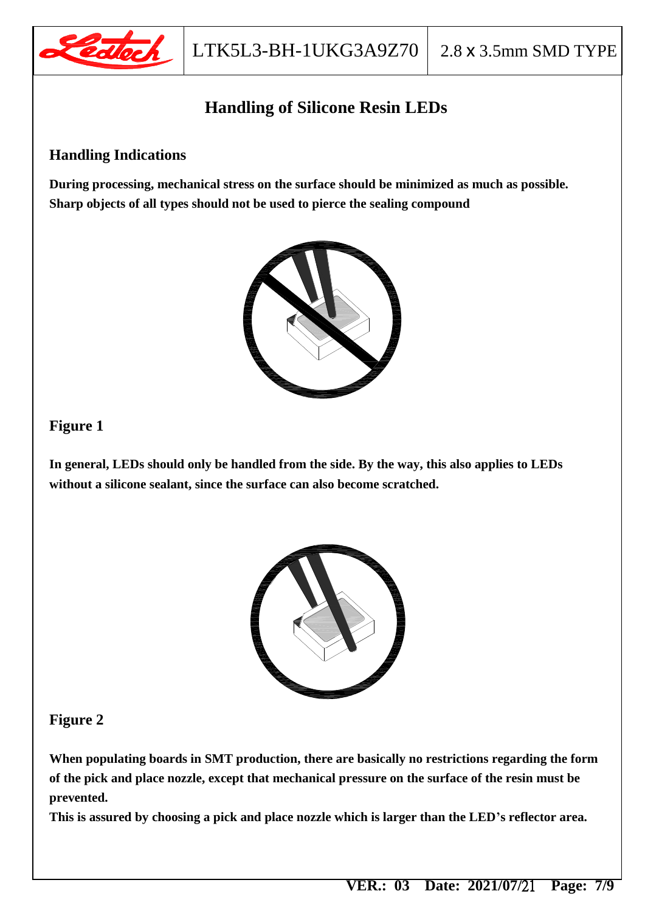# Handling of Silicone Resin LEDs

## Handling Indications

**During processing, mechanical stress on the surface should be minimized as much as possible. Sharp objects of all types should not be used to pierce the sealing compound**

## Figure 1

**In general, LEDs should only be handled from the side. By the way, this also applies to LEDs without a silicone sealant, since the surface can also become scratched.**

## Figure 2

**When populating boards in SMT production, there are basically no restrictions regarding the form of the pick and place nozzle, except that mechanical pressure on the surface of the resin must be prevented.**

**This is assured by choosing a pick and place nozzle which is larger than the LED's reflector area.**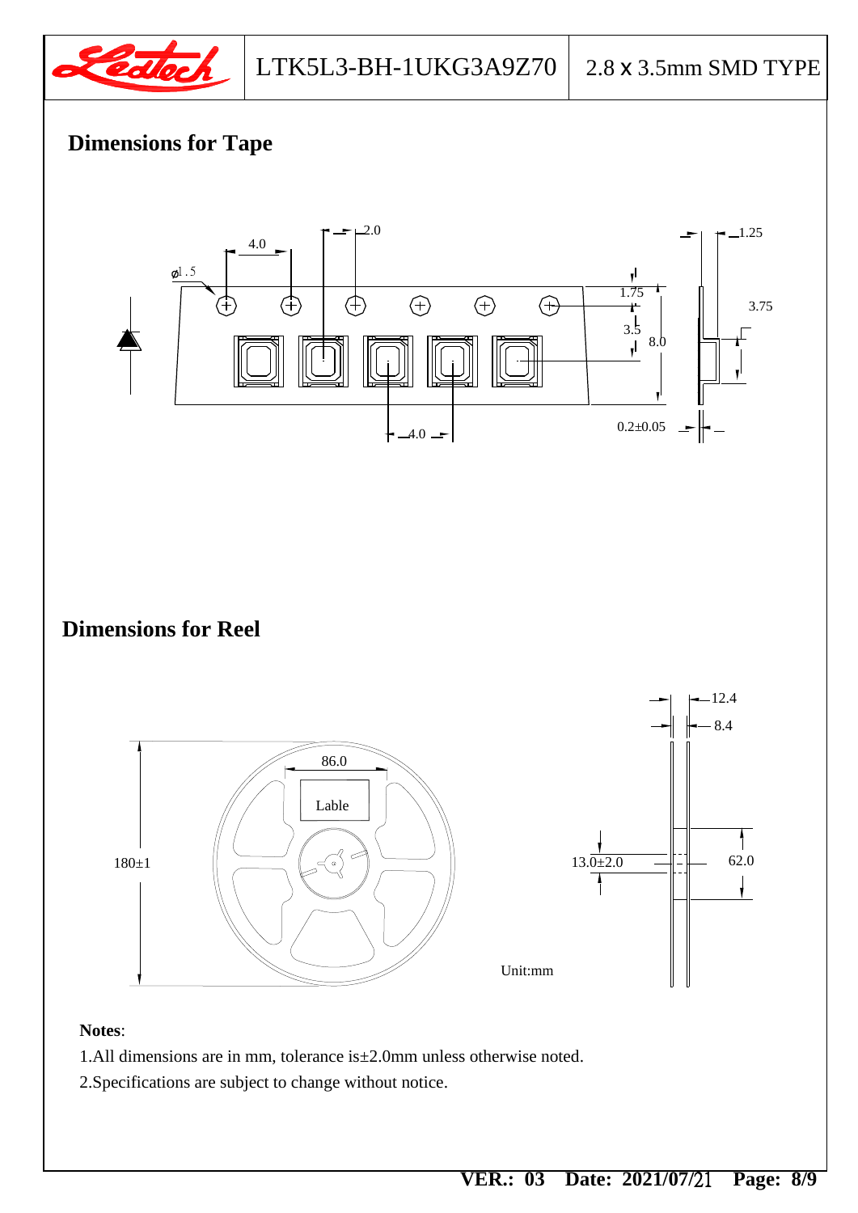## Dimensions for Tape

## Dimensions for Reel

Unit:mm

**Notes**:

1.All dimensions are in mm, tolerance is±2.0mm unless otherwise noted.

2.Specifications are subject to change without notice.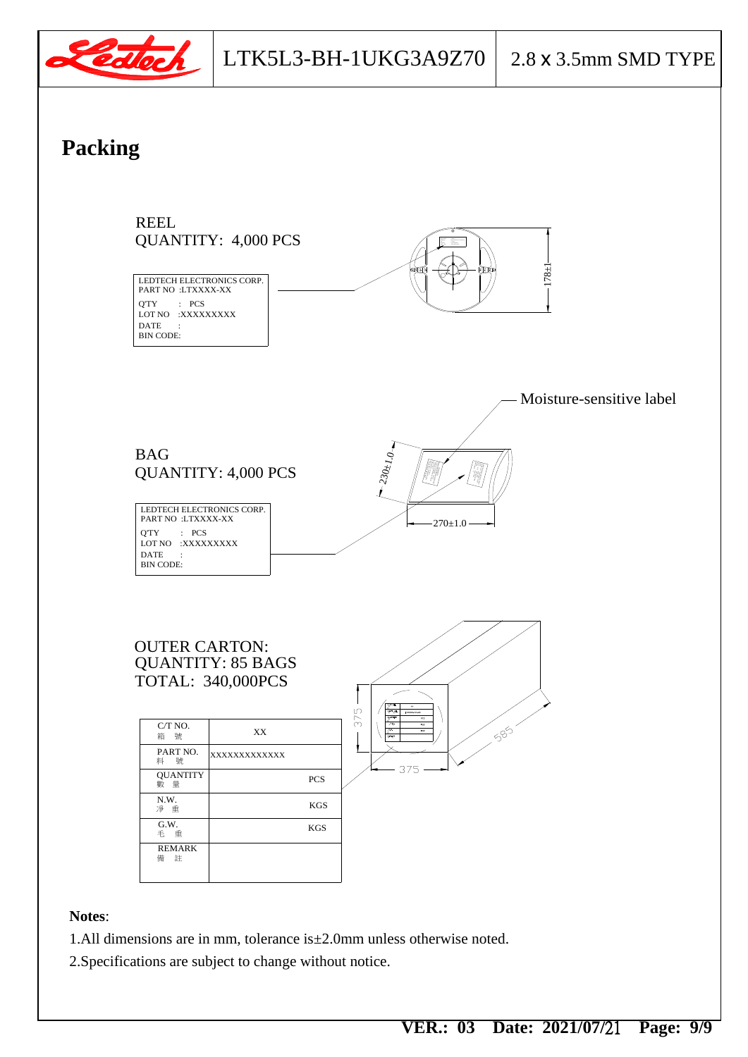# Packing

REEL
QUANTITY: 4,000 PCS

LEDTECH ELECTRONICS CORP.
PART NO :LTXXXX-XX
QTY : PCS
LOT NO :XXXXXXXXX
DATE :
BIN CODE:

178±1

Moisture-sensitive label

BAG
QUANTITY: 4,000 PCS

LEDTECH ELECTRONICS CORP.
PART NO :LTXXXX-XX
QTY : PCS
LOT NO :XXXXXXXXX
DATE :
BIN CODE:

230±1.0

270±1.0

OUTER CARTON:
QUANTITY: 85 BAGS
TOTAL: 340,000PCS

| | | |
|---|---|---|
| C/T NO. 箱 號 | XX | |
| PART NO. 料 號 | XXXXXXXXXXXX | |
| QUANTITY 數 量 | | PCS |
| N.W. 淨 重 | | KGS |
| G.W. 毛 重 | | KGS |
| REMARK 備 註 | | |

375

375

585

**Notes**:

1.All dimensions are in mm, tolerance is±2.0mm unless otherwise noted.

2.Specifications are subject to change without notice.